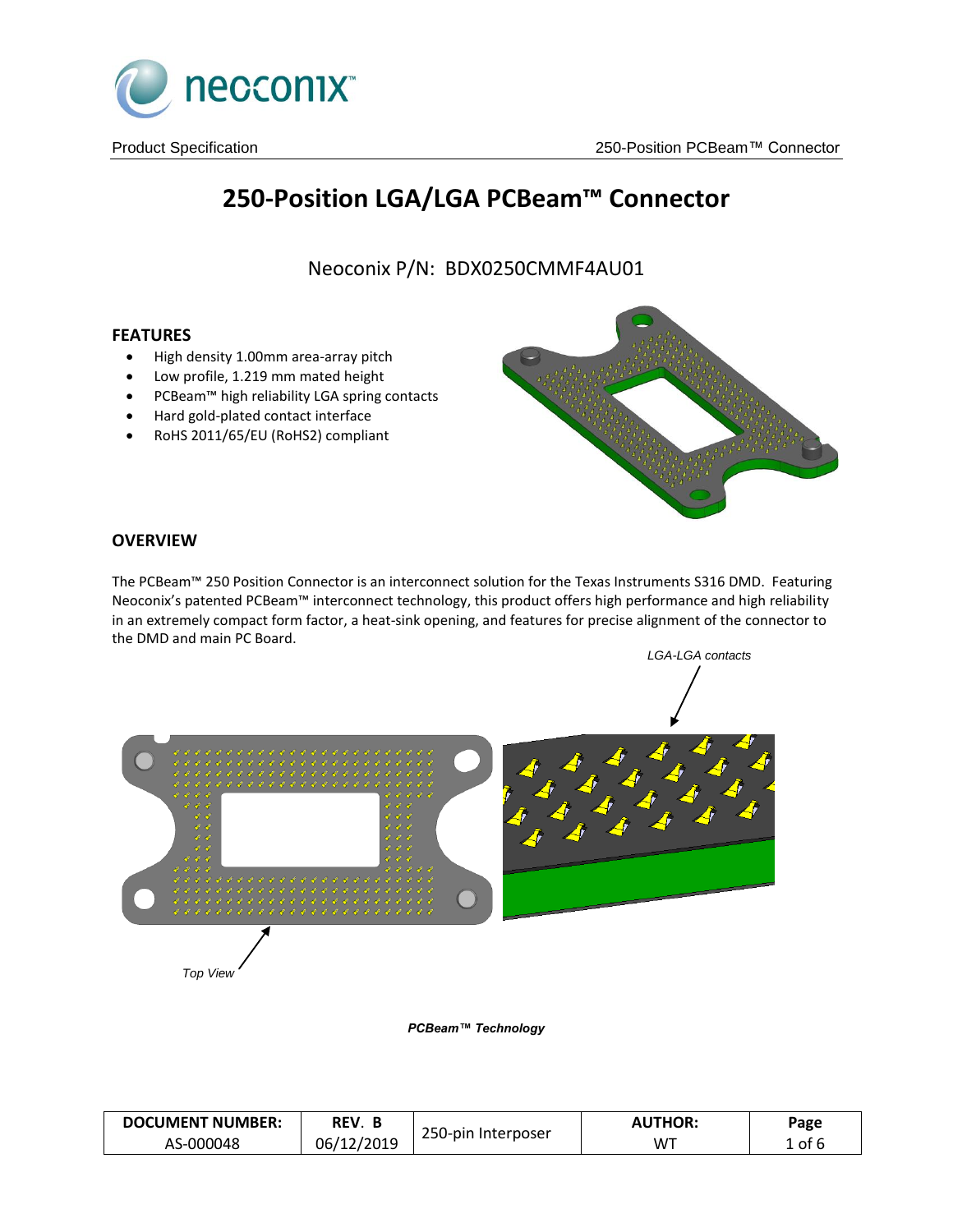# 250-Position LGA/LGA PCBeam™ Connector

Neoconix P/N: BDX0250CMMF4AU01

## FEATURES

- High density 1.00mm area-array pitch
- Low profile, 1.219 mm mated height
- PCBeam™ high reliability LGA spring contacts
- Hard gold-plated contact interface
- RoHS 2011/65/EU (RoHS2) compliant

## OVERVIEW

The PCBeam™ 250 Position Connector is an interconnect solution for the Texas Instruments S316 DMD. Featuring Neoconix's patented PCBeam™ interconnect technology, this product offers high performance and high reliability in an extremely compact form factor, a heat-sink opening, and features for precise alignment of the connector to the DMD and main PC Board.

*LGA-LGA contacts*

*Top View*

***PCBeam™ Technology***

| DOCUMENT NUMBER: | REV. B | 250-pin Interposer | AUTHOR: |
|---|---|---|---|
| AS-000048 | 06/12/2019 | | WT |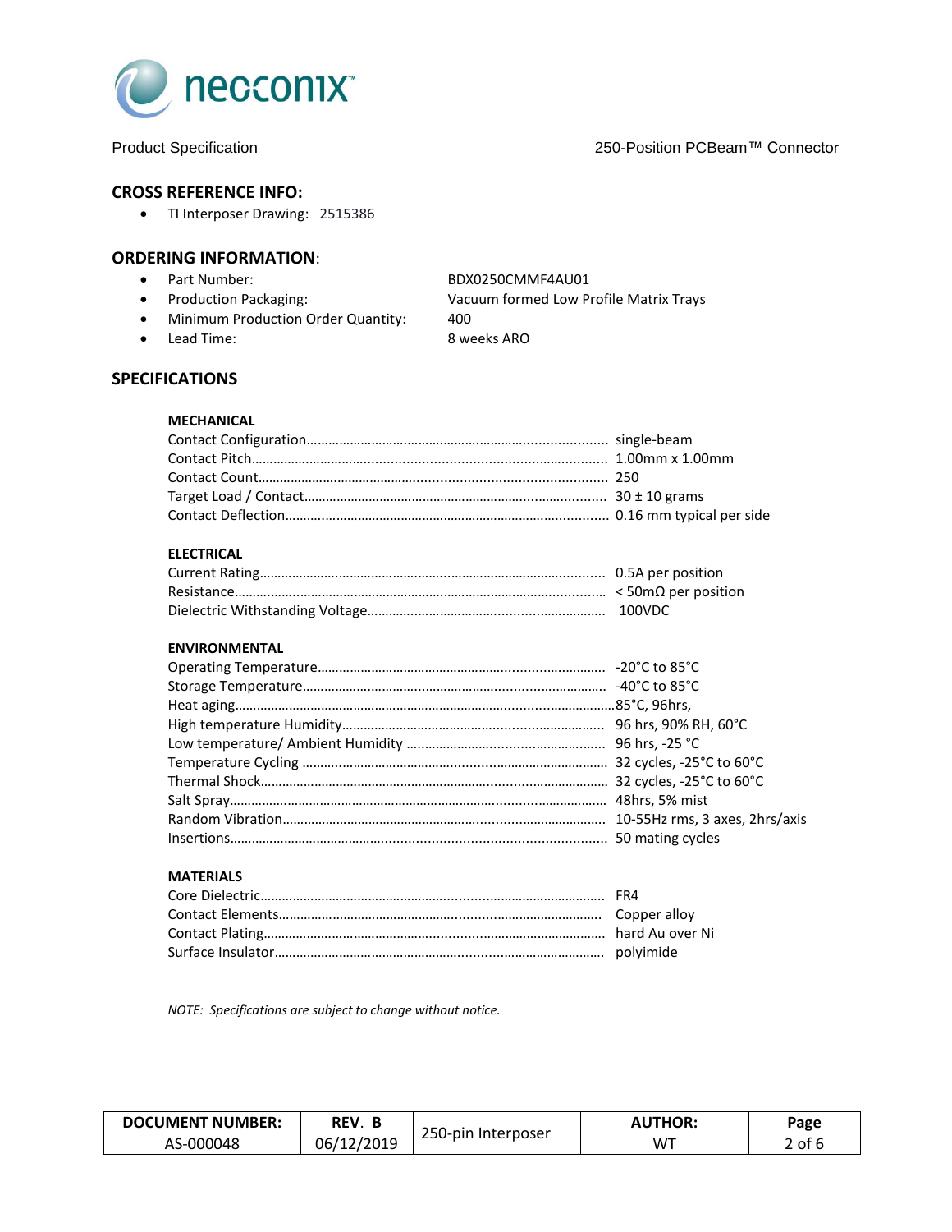## CROSS REFERENCE INFO:

- TI Interposer Drawing: 2515386

## ORDERING INFORMATION:

- Part Number: BDX0250CMMF4AU01
- Production Packaging: Vacuum formed Low Profile Matrix Trays
- Minimum Production Order Quantity: 400
- Lead Time: 8 weeks ARO

## SPECIFICATIONS

### MECHANICAL

| | |
|---|---|
| Contact Configuration | single-beam |
| Contact Pitch | 1.00mm x 1.00mm |
| Contact Count | 250 |
| Target Load / Contact | 30 ± 10 grams |
| Contact Deflection | 0.16 mm typical per side |

### ELECTRICAL

| | |
|---|---|
| Current Rating | 0.5A per position |
| Resistance | < 50mΩ per position |
| Dielectric Withstanding Voltage | 100VDC |

### ENVIRONMENTAL

| | |
|---|---|
| Operating Temperature | -20°C to 85°C |
| Storage Temperature | -40°C to 85°C |
| Heat aging | 85°C, 96hrs, |
| High temperature Humidity | 96 hrs, 90% RH, 60°C |
| Low temperature/ Ambient Humidity | 96 hrs, -25 °C |
| Temperature Cycling | 32 cycles, -25°C to 60°C |
| Thermal Shock | 32 cycles, -25°C to 60°C |
| Salt Spray | 48hrs, 5% mist |
| Random Vibration | 10-55Hz rms, 3 axes, 2hrs/axis |
| Insertions | 50 mating cycles |

### MATERIALS

| | |
|---|---|
| Core Dielectric | FR4 |
| Contact Elements | Copper alloy |
| Contact Plating | hard Au over Ni |
| Surface Insulator | polyimide |

*NOTE: Specifications are subject to change without notice.*

| DOCUMENT NUMBER: | REV. B | 250-pin Interposer | AUTHOR: |
|---|---|---|---|
| AS-000048 | 06/12/2019 | | WT |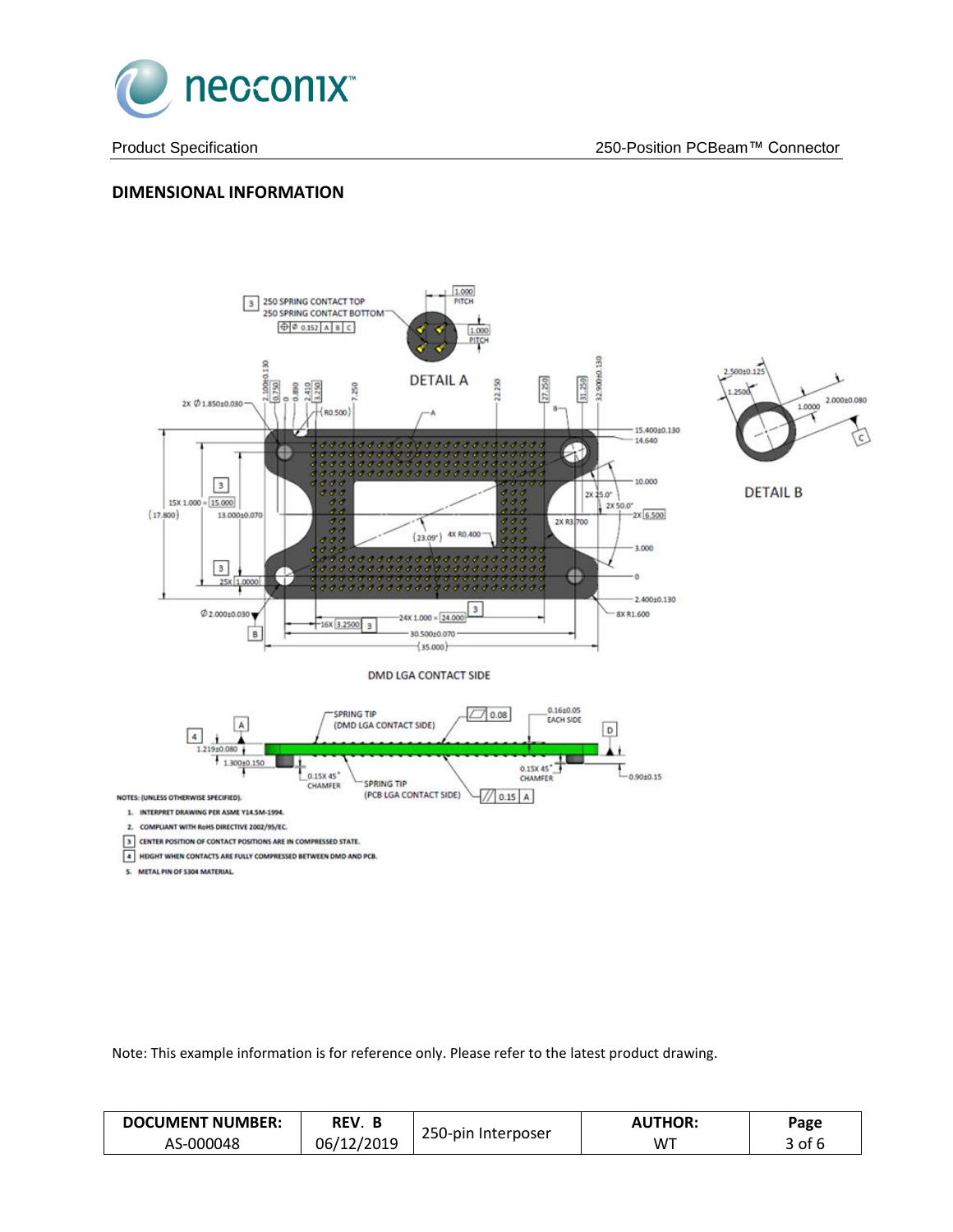## DIMENSIONAL INFORMATION

NOTES: (UNLESS OTHERWISE SPECIFIED).

1. INTERPRET DRAWING PER ASME Y14.5M-1994.
2. COMPLIANT WITH RoHS DIRECTIVE 2002/95/EC.
3. CENTER POSITION OF CONTACT POSITIONS ARE IN COMPRESSED STATE.
4. HEIGHT WHEN CONTACTS ARE FULLY COMPRESSED BETWEEN DMD AND PCB.
5. METAL PIN OF S304 MATERIAL.

Note: This example information is for reference only. Please refer to the latest product drawing.

| DOCUMENT NUMBER: AS-000048 | REV. B 06/12/2019 | 250-pin Interposer | AUTHOR: WT |
|---|---|---|---|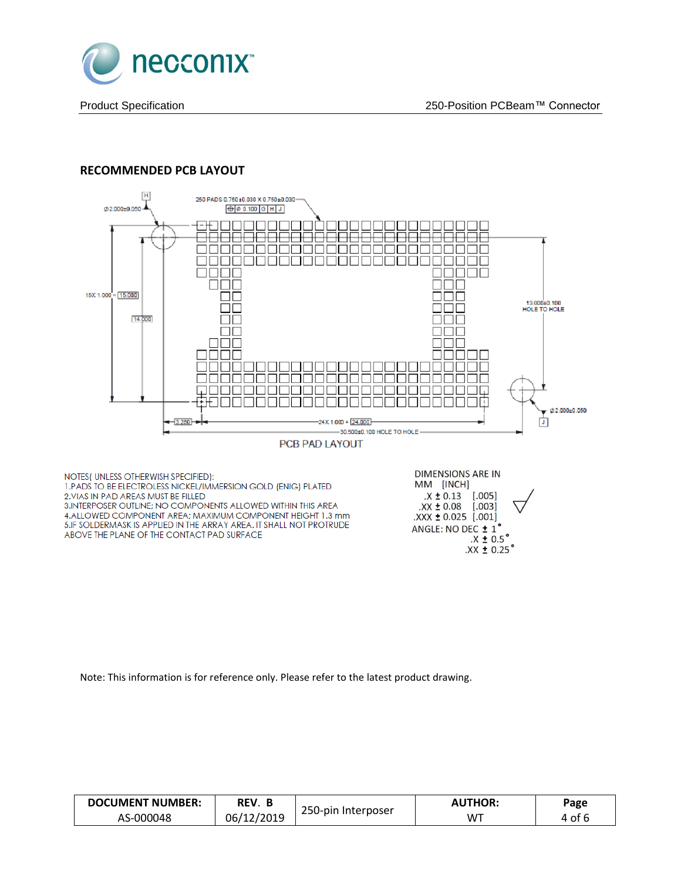## RECOMMENDED PCB LAYOUT

250 PADS 0.750±0.030 X 0.750±0.030

⌖ Ø 0.100 | G | H | J

Ø2.000±0.050 H

15X 1.000 = 15.000

14.000

13.000±0.100 HOLE TO HOLE

Ø2.000±0.050 J

3.250

24X 1.000 = 24.000

30.500±0.100 HOLE TO HOLE

PCB PAD LAYOUT

NOTES( UNLESS OTHERWISH SPECIFIED):
1.PADS TO BE ELECTROLESS NICKEL/IMMERSION GOLD (ENIG) PLATED
2.VIAS IN PAD AREAS MUST BE FILLED
3.INTERPOSER OUTLINE; NO COMPONENTS ALLOWED WITHIN THIS AREA
4.ALLOWED COMPONENT AREA; MAXIMUM COMPONENT HEIGHT 1.3 mm
5.IF SOLDERMASK IS APPLIED IN THE ARRAY AREA. IT SHALL NOT PROTRUDE ABOVE THE PLANE OF THE CONTACT PAD SURFACE

DIMENSIONS ARE IN
MM [INCH]
.X ± 0.13 [.005]
.XX ± 0.08 [.003]
.XXX ± 0.025 [.001]
ANGLE: NO DEC ± 1°
.X ± 0.5°
.XX ± 0.25°

Note: This information is for reference only. Please refer to the latest product drawing.

| DOCUMENT NUMBER: | REV. B | 250-pin Interposer | AUTHOR: |
|---|---|---|---|
| AS-000048 | 06/12/2019 | | WT |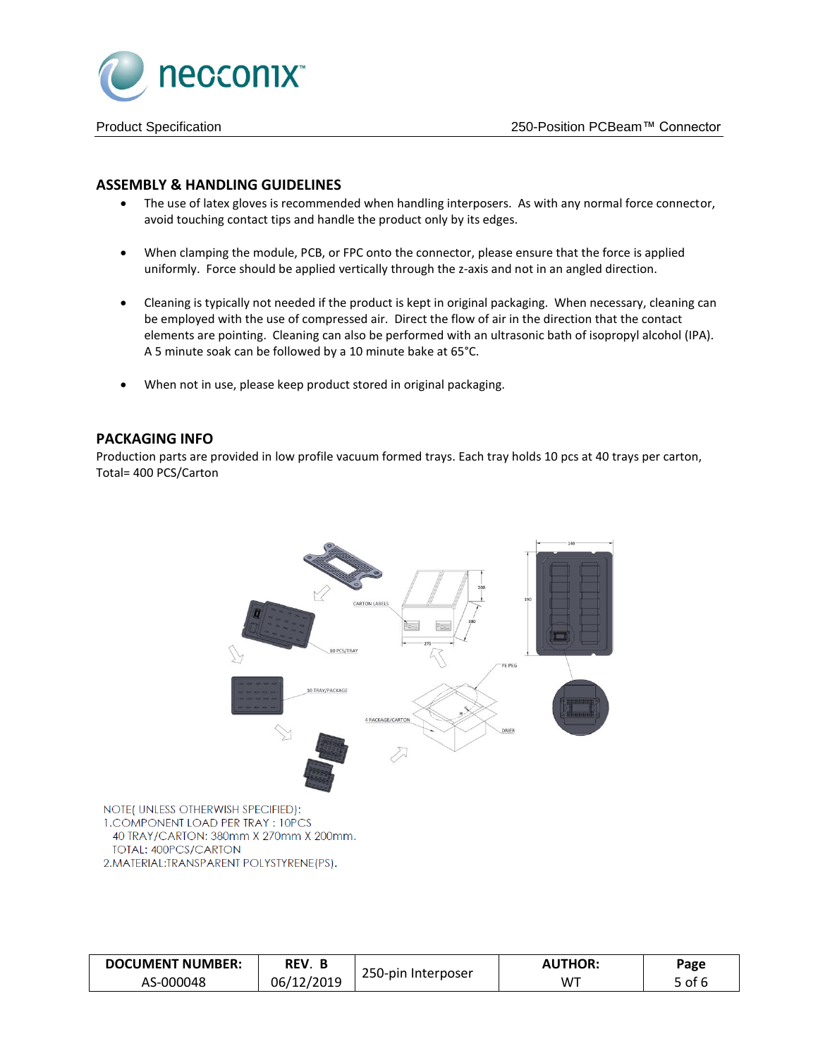## ASSEMBLY & HANDLING GUIDELINES

- The use of latex gloves is recommended when handling interposers. As with any normal force connector, avoid touching contact tips and handle the product only by its edges.
- When clamping the module, PCB, or FPC onto the connector, please ensure that the force is applied uniformly. Force should be applied vertically through the z-axis and not in an angled direction.
- Cleaning is typically not needed if the product is kept in original packaging. When necessary, cleaning can be employed with the use of compressed air. Direct the flow of air in the direction that the contact elements are pointing. Cleaning can also be performed with an ultrasonic bath of isopropyl alcohol (IPA). A 5 minute soak can be followed by a 10 minute bake at 65°C.
- When not in use, please keep product stored in original packaging.

## PACKAGING INFO

Production parts are provided in low profile vacuum formed trays. Each tray holds 10 pcs at 40 trays per carton, Total= 400 PCS/Carton

NOTE( UNLESS OTHERWISH SPECIFIED):
1.COMPONENT LOAD PER TRAY : 10PCS
40 TRAY/CARTON: 380mm X 270mm X 200mm.
TOTAL: 400PCS/CARTON
2.MATERIAL:TRANSPARENT POLYSTYRENE(PS).

| DOCUMENT NUMBER: AS-000048 | REV. B 06/12/2019 | 250-pin Interposer | AUTHOR: WT |
|---|---|---|---|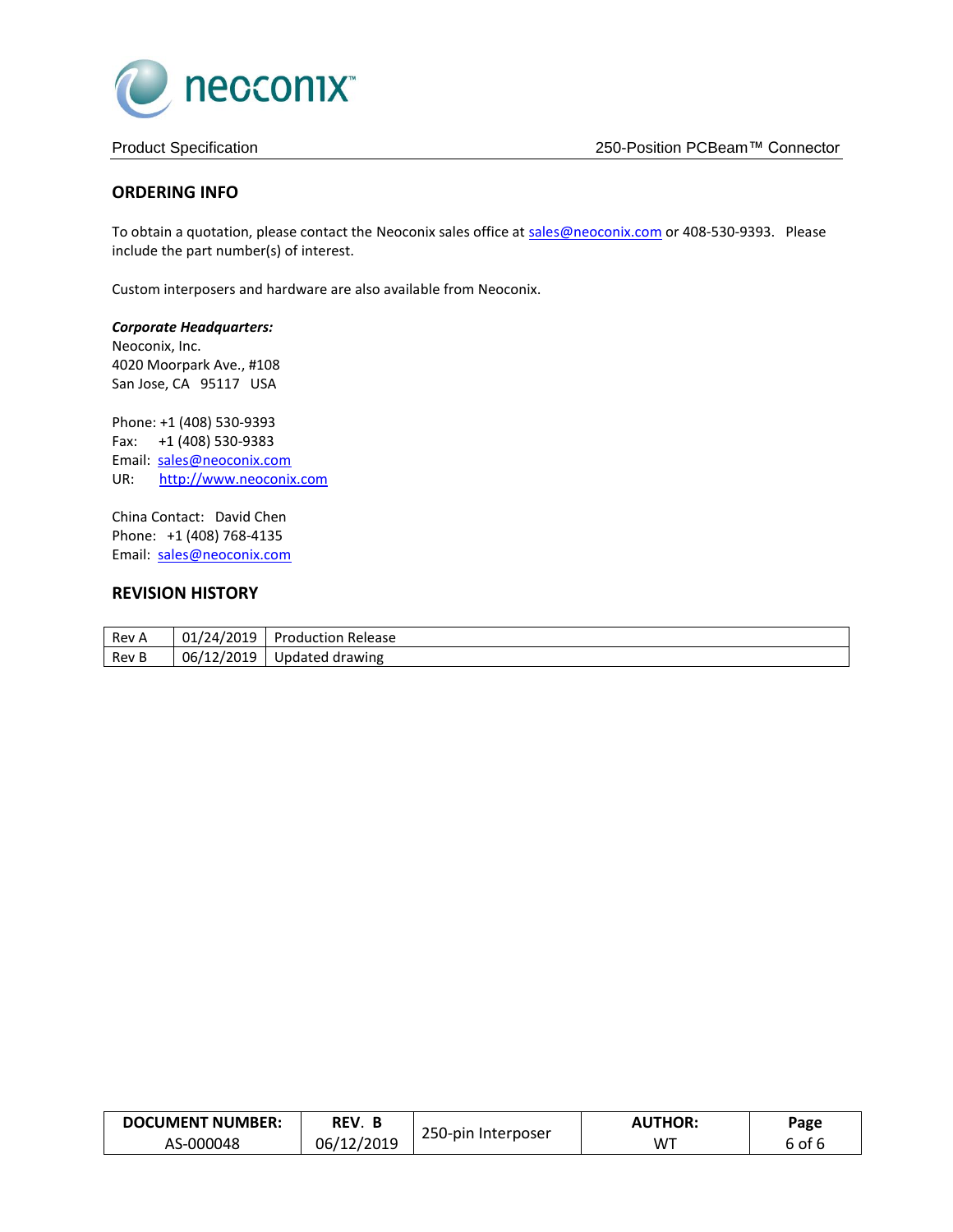## ORDERING INFO

To obtain a quotation, please contact the Neoconix sales office at sales@neoconix.com or 408-530-9393. Please include the part number(s) of interest.

Custom interposers and hardware are also available from Neoconix.

***Corporate Headquarters:***
Neoconix, Inc.
4020 Moorpark Ave., #108
San Jose, CA 95117 USA

Phone: +1 (408) 530-9393
Fax: +1 (408) 530-9383
Email: sales@neoconix.com
UR: http://www.neoconix.com

China Contact: David Chen
Phone: +1 (408) 768-4135
Email: sales@neoconix.com

## REVISION HISTORY

| | | |
|---|---|---|
| Rev A | 01/24/2019 | Production Release |
| Rev B | 06/12/2019 | Updated drawing |